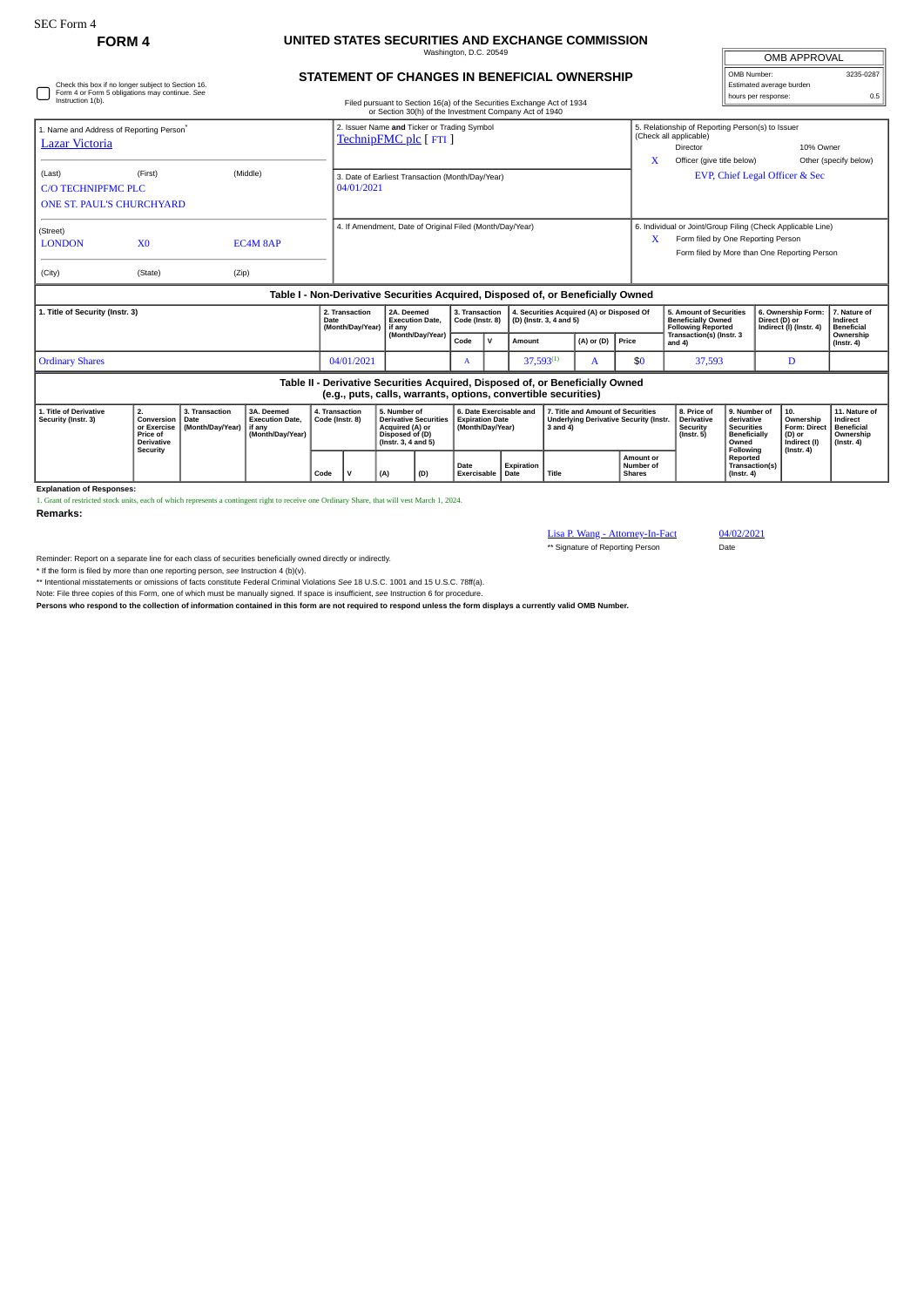SEC Form 4

**FORM 4**

# UNITED STATES SECURITIES AND EXCHANGE COMMISSION

Washington, D.C. 20549

## STATEMENT OF CHANGES IN BENEFICIAL OWNERSHIP

Filed pursuant to Section 16(a) of the Securities Exchange Act of 1934 or Section 30(h) of the Investment Company Act of 1940

| OMB APPROVAL | |
|---|---|
| OMB Number: | 3235-0287 |
| Estimated average burden | |
| hours per response: | 0.5 |

☐ Check this box if no longer subject to Section 16. Form 4 or Form 5 obligations may continue. *See* Instruction 1(b).

1. Name and Address of Reporting Person*
Lazar Victoria

(Last) (First) (Middle)
C/O TECHNIPFMC PLC
ONE ST. PAUL'S CHURCHYARD

(Street)
LONDON X0 EC4M 8AP

(City) (State) (Zip)

2. Issuer Name **and** Ticker or Trading Symbol
TechnipFMC plc [ FTI ]

3. Date of Earliest Transaction (Month/Day/Year)
04/01/2021

4. If Amendment, Date of Original Filed (Month/Day/Year)

5. Relationship of Reporting Person(s) to Issuer (Check all applicable)
Director
10% Owner
X Officer (give title below)
Other (specify below)
EVP, Chief Legal Officer & Sec

6. Individual or Joint/Group Filing (Check Applicable Line)
X Form filed by One Reporting Person
Form filed by More than One Reporting Person

### Table I - Non-Derivative Securities Acquired, Disposed of, or Beneficially Owned

| 1. Title of Security (Instr. 3) | 2. Transaction Date (Month/Day/Year) | 2A. Deemed Execution Date, if any (Month/Day/Year) | 3. Transaction Code (Instr. 8) | | 4. Securities Acquired (A) or Disposed Of (D) (Instr. 3, 4 and 5) | | | 5. Amount of Securities Beneficially Owned Following Reported Transaction(s) (Instr. 3 and 4) | 6. Ownership Form: Direct (D) or Indirect (I) (Instr. 4) | 7. Nature of Indirect Beneficial Ownership (Instr. 4) |
|---|---|---|---|---|---|---|---|---|---|---|
| | | | Code | V | Amount | (A) or (D) | Price | | | |
| Ordinary Shares | 04/01/2021 | | A | | 37,593[(1)] | A | $0 | 37,593 | D | |

### Table II - Derivative Securities Acquired, Disposed of, or Beneficially Owned (e.g., puts, calls, warrants, options, convertible securities)

| 1. Title of Derivative Security (Instr. 3) | 2. Conversion or Exercise Price of Derivative Security | 3. Transaction Date (Month/Day/Year) | 3A. Deemed Execution Date, if any (Month/Day/Year) | 4. Transaction Code (Instr. 8) | | 5. Number of Derivative Securities Acquired (A) or Disposed of (D) (Instr. 3, 4 and 5) | | 6. Date Exercisable and Expiration Date (Month/Day/Year) | | 7. Title and Amount of Securities Underlying Derivative Security (Instr. 3 and 4) | | 8. Price of Derivative Security (Instr. 5) | 9. Number of derivative Securities Beneficially Owned Following Reported Transaction(s) (Instr. 4) | 10. Ownership Form: Direct (D) or Indirect (I) (Instr. 4) | 11. Nature of Indirect Beneficial Ownership (Instr. 4) |
|---|---|---|---|---|---|---|---|---|---|---|---|---|---|---|---|
| | | | | Code | V | (A) | (D) | Date Exercisable | Expiration Date | Title | Amount or Number of Shares | | | | |

**Explanation of Responses:**

1. Grant of restricted stock units, each of which represents a contingent right to receive one Ordinary Share, that will vest March 1, 2024.

**Remarks:**

Lisa P. Wang - Attorney-In-Fact 04/02/2021
** Signature of Reporting Person Date

Reminder: Report on a separate line for each class of securities beneficially owned directly or indirectly.

* If the form is filed by more than one reporting person, *see* Instruction 4 (b)(v).

** Intentional misstatements or omissions of facts constitute Federal Criminal Violations *See* 18 U.S.C. 1001 and 15 U.S.C. 78ff(a).

Note: File three copies of this Form, one of which must be manually signed. If space is insufficient, *see* Instruction 6 for procedure.

**Persons who respond to the collection of information contained in this form are not required to respond unless the form displays a currently valid OMB Number.**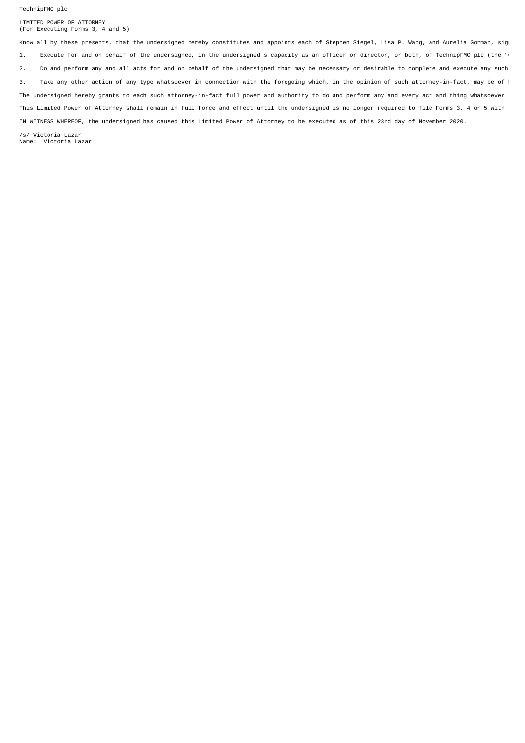TechnipFMC plc

LIMITED POWER OF ATTORNEY
(For Executing Forms 3, 4 and 5)

Know all by these presents, that the undersigned hereby constitutes and appoints each of Stephen Siegel, Lisa P. Wang, and Aurelia Gorman, sig

1. Execute for and on behalf of the undersigned, in the undersigned's capacity as an officer or director, or both, of TechnipFMC plc (the "

2. Do and perform any and all acts for and on behalf of the undersigned that may be necessary or desirable to complete and execute any such

3. Take any other action of any type whatsoever in connection with the foregoing which, in the opinion of such attorney-in-fact, may be of

The undersigned hereby grants to each such attorney-in-fact full power and authority to do and perform any and every act and thing whatsoever

This Limited Power of Attorney shall remain in full force and effect until the undersigned is no longer required to file Forms 3, 4 or 5 with

IN WITNESS WHEREOF, the undersigned has caused this Limited Power of Attorney to be executed as of this 23rd day of November 2020.

/s/ Victoria Lazar
Name: Victoria Lazar